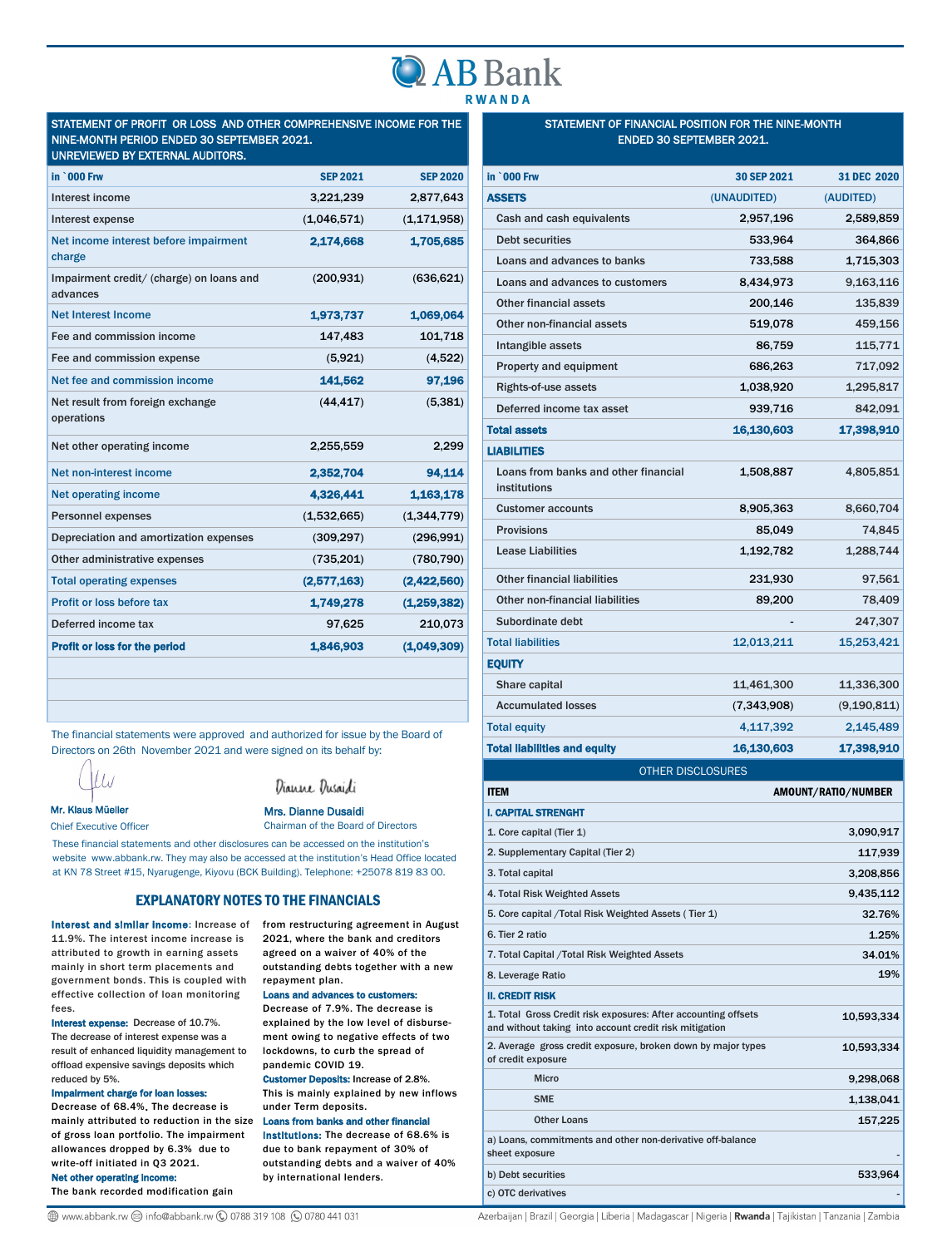# AB Bank RWANDA

## STATEMENT OF PROFIT OR LOSS AND OTHER COMPREHENSIVE INCOME FOR THE NINE-MONTH PERIOD ENDED 30 SEPTEMBER 2021. UNREVIEWED BY EXTERNAL AUDITORS.

| in `000 Frw | SEP 2021 | SEP 2020 |
|---|---|---|
| Interest income | 3,221,239 | 2,877,643 |
| Interest expense | (1,046,571) | (1,171,958) |
| **Net income interest before impairment charge** | **2,174,668** | **1,705,685** |
| Impairment credit/ (charge) on loans and advances | (200,931) | (636,621) |
| **Net Interest Income** | **1,973,737** | **1,069,064** |
| Fee and commission income | 147,483 | 101,718 |
| Fee and commission expense | (5,921) | (4,522) |
| **Net fee and commission income** | **141,562** | **97,196** |
| Net result from foreign exchange operations | (44,417) | (5,381) |
| Net other operating income | 2,255,559 | 2,299 |
| **Net non-interest income** | **2,352,704** | **94,114** |
| **Net operating income** | **4,326,441** | **1,163,178** |
| Personnel expenses | (1,532,665) | (1,344,779) |
| Depreciation and amortization expenses | (309,297) | (296,991) |
| Other administrative expenses | (735,201) | (780,790) |
| **Total operating expenses** | **(2,577,163)** | **(2,422,560)** |
| **Profit or loss before tax** | **1,749,278** | **(1,259,382)** |
| Deferred income tax | 97,625 | 210,073 |
| **Profit or loss for the period** | **1,846,903** | **(1,049,309)** |

The financial statements were approved and authorized for issue by the Board of Directors on 26th November 2021 and were signed on its behalf by:

**Mr. Klaus Müeller**
Chief Executive Officer

**Mrs. Dianne Dusaidi**
Chairman of the Board of Directors

These financial statements and other disclosures can be accessed on the institution's website www.abbank.rw. They may also be accessed at the institution's Head Office located at KN 78 Street #15, Nyarugenge, Kiyovu (BCK Building). Telephone: +25078 819 83 00.

## EXPLANATORY NOTES TO THE FINANCIALS

**Interest and similar income**: Increase of 11.9%. The interest income increase is attributed to growth in earning assets mainly in short term placements and government bonds. This is coupled with effective collection of loan monitoring fees.

**Interest expense:** Decrease of 10.7%. The decrease of interest expense was a result of enhanced liquidity management to offload expensive savings deposits which reduced by 5%.

**Impairment charge for loan losses:** Decrease of 68.4%. The decrease is mainly attributed to reduction in the size of gross loan portfolio. The impairment allowances dropped by 6.3% due to write-off initiated in Q3 2021.

**Net other operating income:** The bank recorded modification gain from restructuring agreement in August 2021, where the bank and creditors agreed on a waiver of 40% of the outstanding debts together with a new repayment plan.

**Loans and advances to customers:** Decrease of 7.9%. The decrease is explained by the low level of disbursement owing to negative effects of two lockdowns, to curb the spread of pandemic COVID 19.

**Customer Deposits:** Increase of 2.8%. This is mainly explained by new inflows under Term deposits.

**Loans from banks and other financial institutions:** The decrease of 68.6% is due to bank repayment of 30% of outstanding debts and a waiver of 40% by international lenders.

## STATEMENT OF FINANCIAL POSITION FOR THE NINE-MONTH ENDED 30 SEPTEMBER 2021.

| in `000 Frw | 30 SEP 2021 | 31 DEC 2020 |
|---|---|---|
| **ASSETS** | (UNAUDITED) | (AUDITED) |
| Cash and cash equivalents | 2,957,196 | 2,589,859 |
| Debt securities | 533,964 | 364,866 |
| Loans and advances to banks | 733,588 | 1,715,303 |
| Loans and advances to customers | 8,434,973 | 9,163,116 |
| Other financial assets | 200,146 | 135,839 |
| Other non-financial assets | 519,078 | 459,156 |
| Intangible assets | 86,759 | 115,771 |
| Property and equipment | 686,263 | 717,092 |
| Rights-of-use assets | 1,038,920 | 1,295,817 |
| Deferred income tax asset | 939,716 | 842,091 |
| **Total assets** | **16,130,603** | **17,398,910** |
| **LIABILITIES** | | |
| Loans from banks and other financial institutions | 1,508,887 | 4,805,851 |
| Customer accounts | 8,905,363 | 8,660,704 |
| Provisions | 85,049 | 74,845 |
| Lease Liabilities | 1,192,782 | 1,288,744 |
| Other financial liabilities | 231,930 | 97,561 |
| Other non-financial liabilities | 89,200 | 78,409 |
| Subordinate debt | - | 247,307 |
| **Total liabilities** | **12,013,211** | **15,253,421** |
| **EQUITY** | | |
| Share capital | 11,461,300 | 11,336,300 |
| Accumulated losses | (7,343,908) | (9,190,811) |
| **Total equity** | **4,117,392** | **2,145,489** |
| **Total liabilities and equity** | **16,130,603** | **17,398,910** |

## OTHER DISCLOSURES

| ITEM | AMOUNT/RATIO/NUMBER |
|---|---|
| **I. CAPITAL STRENGHT** | |
| 1. Core capital (Tier 1) | 3,090,917 |
| 2. Supplementary Capital (Tier 2) | 117,939 |
| 3. Total capital | 3,208,856 |
| 4. Total Risk Weighted Assets | 9,435,112 |
| 5. Core capital /Total Risk Weighted Assets ( Tier 1) | 32.76% |
| 6. Tier 2 ratio | 1.25% |
| 7. Total Capital /Total Risk Weighted Assets | 34.01% |
| 8. Leverage Ratio | 19% |
| **II. CREDIT RISK** | |
| 1. Total Gross Credit risk exposures: After accounting offsets and without taking into account credit risk mitigation | 10,593,334 |
| 2. Average gross credit exposure, broken down by major types of credit exposure | 10,593,334 |
| Micro | 9,298,068 |
| SME | 1,138,041 |
| Other Loans | 157,225 |
| a) Loans, commitments and other non-derivative off-balance sheet exposure | - |
| b) Debt securities | 533,964 |
| c) OTC derivatives | - |

www.abbank.rw | info@abbank.rw | 0788 319 108 | 0780 441 031

Azerbaijan | Brazil | Georgia | Liberia | Madagascar | Nigeria | **Rwanda** | Tajikistan | Tanzania | Zambia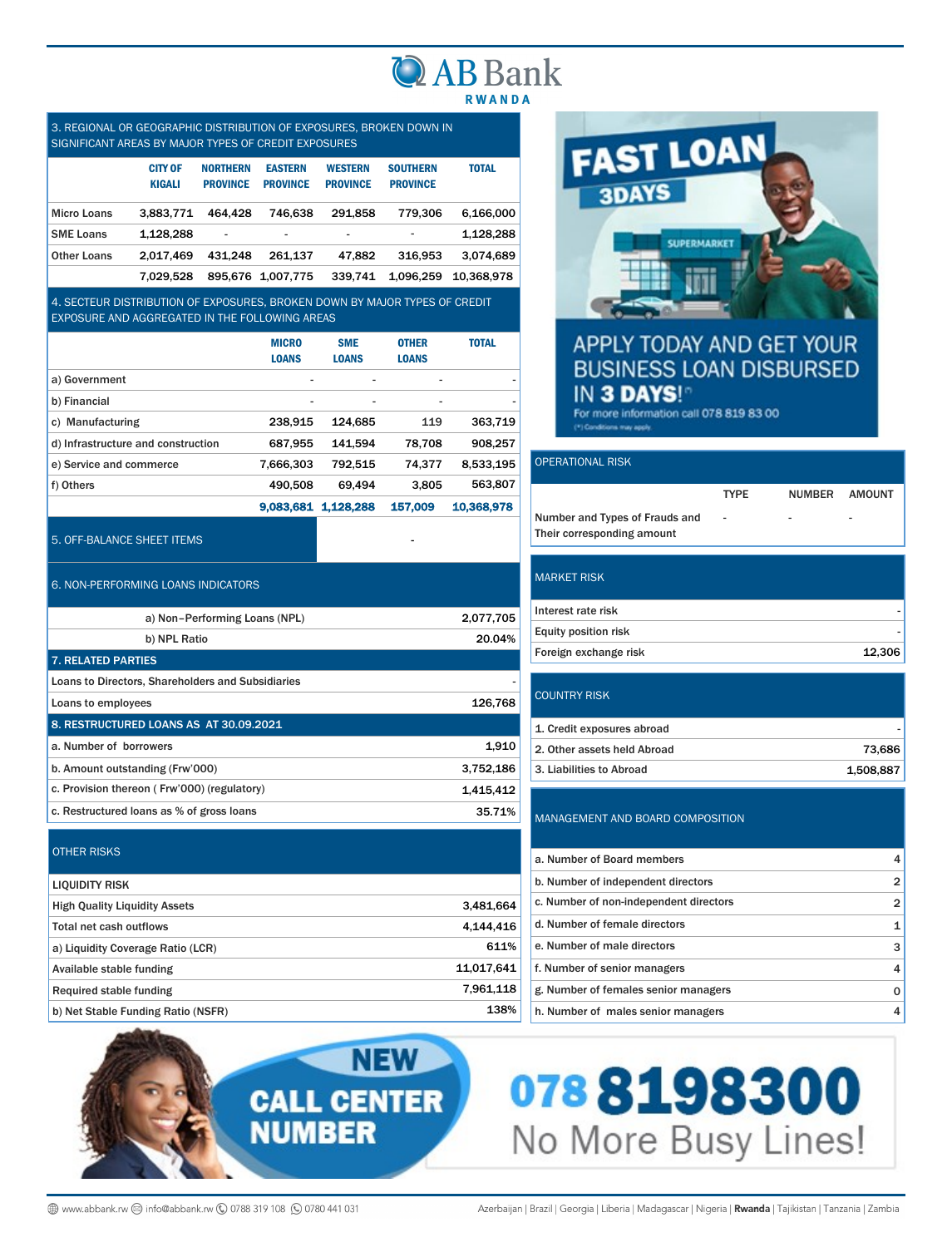AB Bank RWANDA

## 3. REGIONAL OR GEOGRAPHIC DISTRIBUTION OF EXPOSURES, BROKEN DOWN IN SIGNIFICANT AREAS BY MAJOR TYPES OF CREDIT EXPOSURES

| | CITY OF KIGALI | NORTHERN PROVINCE | EASTERN PROVINCE | WESTERN PROVINCE | SOUTHERN PROVINCE | TOTAL |
|---|---|---|---|---|---|---|
| Micro Loans | 3,883,771 | 464,428 | 746,638 | 291,858 | 779,306 | 6,166,000 |
| SME Loans | 1,128,288 | - | - | - | - | 1,128,288 |
| Other Loans | 2,017,469 | 431,248 | 261,137 | 47,882 | 316,953 | 3,074,689 |
| | 7,029,528 | 895,676 | 1,007,775 | 339,741 | 1,096,259 | 10,368,978 |

## 4. SECTEUR DISTRIBUTION OF EXPOSURES, BROKEN DOWN BY MAJOR TYPES OF CREDIT EXPOSURE AND AGGREGATED IN THE FOLLOWING AREAS

| | MICRO LOANS | SME LOANS | OTHER LOANS | TOTAL |
|---|---|---|---|---|
| a) Government | - | - | - | - |
| b) Financial | - | - | - | - |
| c) Manufacturing | 238,915 | 124,685 | 119 | 363,719 |
| d) Infrastructure and construction | 687,955 | 141,594 | 78,708 | 908,257 |
| e) Service and commerce | 7,666,303 | 792,515 | 74,377 | 8,533,195 |
| f) Others | 490,508 | 69,494 | 3,805 | 563,807 |
| | 9,083,681 | 1,128,288 | 157,009 | 10,368,978 |

## 5. OFF-BALANCE SHEET ITEMS

| | |
|---|---|
| 5. OFF-BALANCE SHEET ITEMS | - |

## 6. NON-PERFORMING LOANS INDICATORS

| | |
|---|---|
| a) Non–Performing Loans (NPL) | 2,077,705 |
| b) NPL Ratio | 20.04% |

## 7. RELATED PARTIES

| | |
|---|---|
| Loans to Directors, Shareholders and Subsidiaries | - |
| Loans to employees | 126,768 |

## 8. RESTRUCTURED LOANS AS AT 30.09.2021

| | |
|---|---|
| a. Number of borrowers | 1,910 |
| b. Amount outstanding (Frw'000) | 3,752,186 |
| c. Provision thereon ( Frw'000) (regulatory) | 1,415,412 |
| c. Restructured loans as % of gross loans | 35.71% |

## OTHER RISKS

| LIQUIDITY RISK | |
|---|---|
| High Quality Liquidity Assets | 3,481,664 |
| Total net cash outflows | 4,144,416 |
| a) Liquidity Coverage Ratio (LCR) | 611% |
| Available stable funding | 11,017,641 |
| Required stable funding | 7,961,118 |
| b) Net Stable Funding Ratio (NSFR) | 138% |

FAST LOAN 3DAYS

APPLY TODAY AND GET YOUR BUSINESS LOAN DISBURSED IN 3 DAYS!(*)

For more information call 078 819 83 00

(*) Conditions may apply

## OPERATIONAL RISK

| | TYPE | NUMBER | AMOUNT |
|---|---|---|---|
| Number and Types of Frauds and Their corresponding amount | - | - | - |

## MARKET RISK

| | |
|---|---|
| Interest rate risk | - |
| Equity position risk | - |
| Foreign exchange risk | 12,306 |

## COUNTRY RISK

| | |
|---|---|
| 1. Credit exposures abroad | - |
| 2. Other assets held Abroad | 73,686 |
| 3. Liabilities to Abroad | 1,508,887 |

## MANAGEMENT AND BOARD COMPOSITION

| | |
|---|---|
| a. Number of Board members | 4 |
| b. Number of independent directors | 2 |
| c. Number of non-independent directors | 2 |
| d. Number of female directors | 1 |
| e. Number of male directors | 3 |
| f. Number of senior managers | 4 |
| g. Number of females senior managers | 0 |
| h. Number of males senior managers | 4 |

NEW CALL CENTER NUMBER 078 8198300 No More Busy Lines!

www.abbank.rw | info@abbank.rw | 0788 319 108 | 0780 441 031

Azerbaijan | Brazil | Georgia | Liberia | Madagascar | Nigeria | **Rwanda** | Tajikistan | Tanzania | Zambia